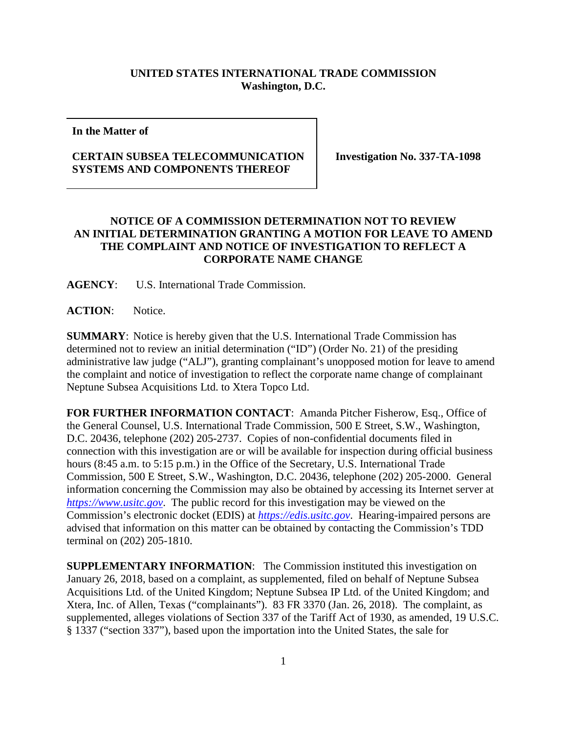**UNITED STATES INTERNATIONAL TRADE COMMISSION**
**Washington, D.C.**

| In the Matter of | |
|---|---|
| **CERTAIN SUBSEA TELECOMMUNICATION SYSTEMS AND COMPONENTS THEREOF** | **Investigation No. 337-TA-1098** |

**NOTICE OF A COMMISSION DETERMINATION NOT TO REVIEW AN INITIAL DETERMINATION GRANTING A MOTION FOR LEAVE TO AMEND THE COMPLAINT AND NOTICE OF INVESTIGATION TO REFLECT A CORPORATE NAME CHANGE**

**AGENCY**: U.S. International Trade Commission.

**ACTION**: Notice.

**SUMMARY**: Notice is hereby given that the U.S. International Trade Commission has determined not to review an initial determination ("ID") (Order No. 21) of the presiding administrative law judge ("ALJ"), granting complainant's unopposed motion for leave to amend the complaint and notice of investigation to reflect the corporate name change of complainant Neptune Subsea Acquisitions Ltd. to Xtera Topco Ltd.

**FOR FURTHER INFORMATION CONTACT**: Amanda Pitcher Fisherow, Esq., Office of the General Counsel, U.S. International Trade Commission, 500 E Street, S.W., Washington, D.C. 20436, telephone (202) 205-2737. Copies of non-confidential documents filed in connection with this investigation are or will be available for inspection during official business hours (8:45 a.m. to 5:15 p.m.) in the Office of the Secretary, U.S. International Trade Commission, 500 E Street, S.W., Washington, D.C. 20436, telephone (202) 205-2000. General information concerning the Commission may also be obtained by accessing its Internet server at *https://www.usitc.gov*. The public record for this investigation may be viewed on the Commission's electronic docket (EDIS) at *https://edis.usitc.gov*. Hearing-impaired persons are advised that information on this matter can be obtained by contacting the Commission's TDD terminal on (202) 205-1810.

**SUPPLEMENTARY INFORMATION**: The Commission instituted this investigation on January 26, 2018, based on a complaint, as supplemented, filed on behalf of Neptune Subsea Acquisitions Ltd. of the United Kingdom; Neptune Subsea IP Ltd. of the United Kingdom; and Xtera, Inc. of Allen, Texas ("complainants"). 83 FR 3370 (Jan. 26, 2018). The complaint, as supplemented, alleges violations of Section 337 of the Tariff Act of 1930, as amended, 19 U.S.C. § 1337 ("section 337"), based upon the importation into the United States, the sale for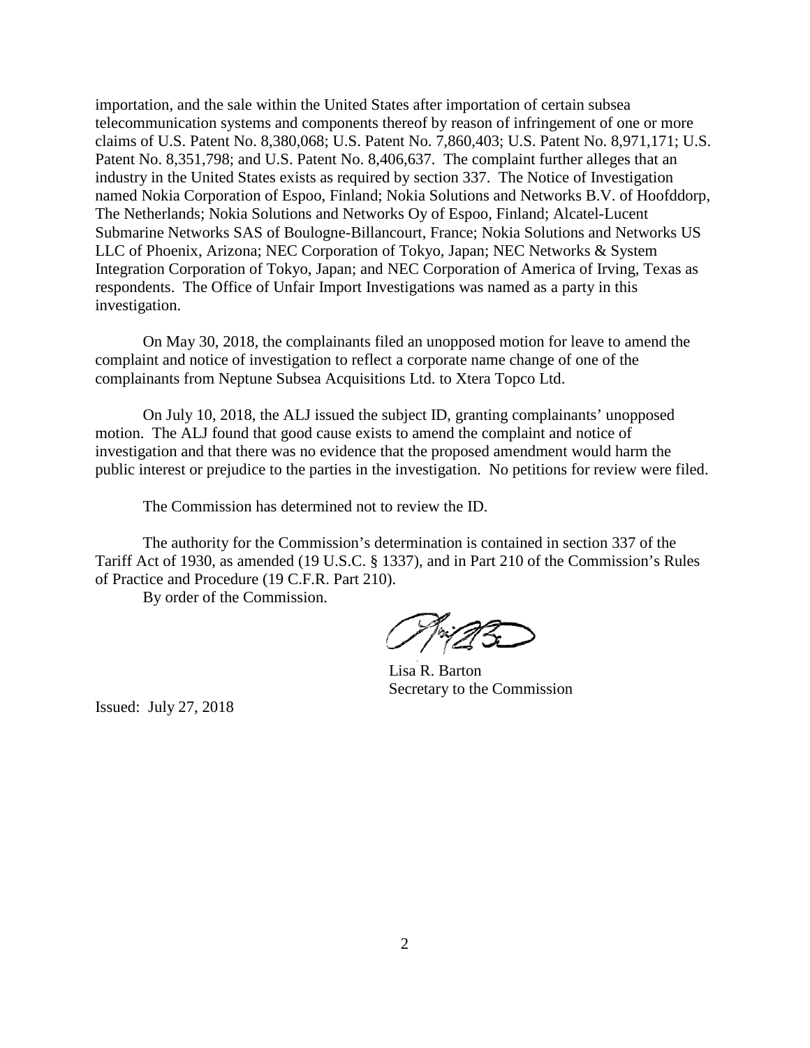importation, and the sale within the United States after importation of certain subsea telecommunication systems and components thereof by reason of infringement of one or more claims of U.S. Patent No. 8,380,068; U.S. Patent No. 7,860,403; U.S. Patent No. 8,971,171; U.S. Patent No. 8,351,798; and U.S. Patent No. 8,406,637. The complaint further alleges that an industry in the United States exists as required by section 337. The Notice of Investigation named Nokia Corporation of Espoo, Finland; Nokia Solutions and Networks B.V. of Hoofddorp, The Netherlands; Nokia Solutions and Networks Oy of Espoo, Finland; Alcatel-Lucent Submarine Networks SAS of Boulogne-Billancourt, France; Nokia Solutions and Networks US LLC of Phoenix, Arizona; NEC Corporation of Tokyo, Japan; NEC Networks & System Integration Corporation of Tokyo, Japan; and NEC Corporation of America of Irving, Texas as respondents. The Office of Unfair Import Investigations was named as a party in this investigation.

On May 30, 2018, the complainants filed an unopposed motion for leave to amend the complaint and notice of investigation to reflect a corporate name change of one of the complainants from Neptune Subsea Acquisitions Ltd. to Xtera Topco Ltd.

On July 10, 2018, the ALJ issued the subject ID, granting complainants' unopposed motion. The ALJ found that good cause exists to amend the complaint and notice of investigation and that there was no evidence that the proposed amendment would harm the public interest or prejudice to the parties in the investigation. No petitions for review were filed.

The Commission has determined not to review the ID.

The authority for the Commission's determination is contained in section 337 of the Tariff Act of 1930, as amended (19 U.S.C. § 1337), and in Part 210 of the Commission's Rules of Practice and Procedure (19 C.F.R. Part 210).

By order of the Commission.

Lisa R. Barton
Secretary to the Commission

Issued: July 27, 2018